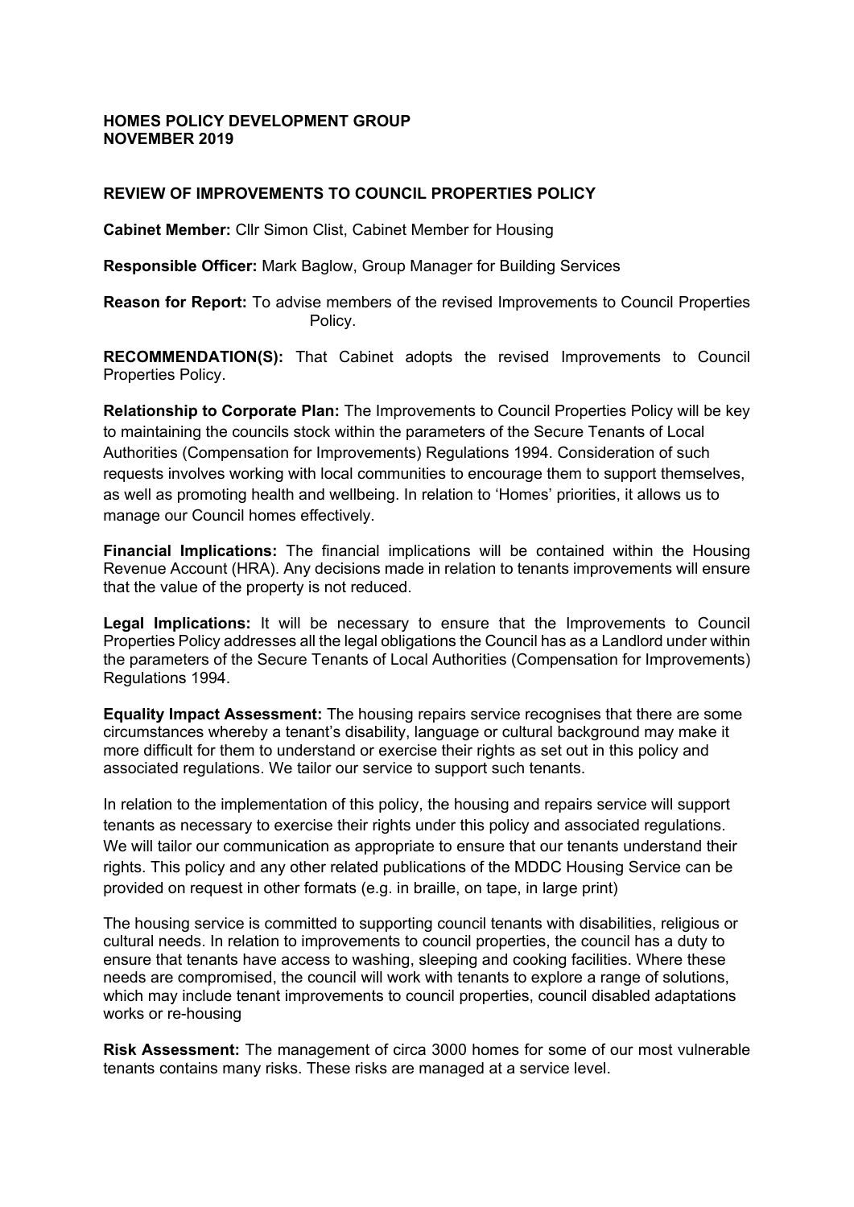**HOMES POLICY DEVELOPMENT GROUP**
**NOVEMBER 2019**

**REVIEW OF IMPROVEMENTS TO COUNCIL PROPERTIES POLICY**

**Cabinet Member:** Cllr Simon Clist, Cabinet Member for Housing

**Responsible Officer:** Mark Baglow, Group Manager for Building Services

**Reason for Report:** To advise members of the revised Improvements to Council Properties Policy.

**RECOMMENDATION(S):** That Cabinet adopts the revised Improvements to Council Properties Policy.

**Relationship to Corporate Plan:** The Improvements to Council Properties Policy will be key to maintaining the councils stock within the parameters of the Secure Tenants of Local Authorities (Compensation for Improvements) Regulations 1994. Consideration of such requests involves working with local communities to encourage them to support themselves, as well as promoting health and wellbeing. In relation to 'Homes' priorities, it allows us to manage our Council homes effectively.

**Financial Implications:** The financial implications will be contained within the Housing Revenue Account (HRA). Any decisions made in relation to tenants improvements will ensure that the value of the property is not reduced.

**Legal Implications:** It will be necessary to ensure that the Improvements to Council Properties Policy addresses all the legal obligations the Council has as a Landlord under within the parameters of the Secure Tenants of Local Authorities (Compensation for Improvements) Regulations 1994.

**Equality Impact Assessment:** The housing repairs service recognises that there are some circumstances whereby a tenant's disability, language or cultural background may make it more difficult for them to understand or exercise their rights as set out in this policy and associated regulations. We tailor our service to support such tenants.

In relation to the implementation of this policy, the housing and repairs service will support tenants as necessary to exercise their rights under this policy and associated regulations. We will tailor our communication as appropriate to ensure that our tenants understand their rights. This policy and any other related publications of the MDDC Housing Service can be provided on request in other formats (e.g. in braille, on tape, in large print)

The housing service is committed to supporting council tenants with disabilities, religious or cultural needs. In relation to improvements to council properties, the council has a duty to ensure that tenants have access to washing, sleeping and cooking facilities. Where these needs are compromised, the council will work with tenants to explore a range of solutions, which may include tenant improvements to council properties, council disabled adaptations works or re-housing

**Risk Assessment:** The management of circa 3000 homes for some of our most vulnerable tenants contains many risks. These risks are managed at a service level.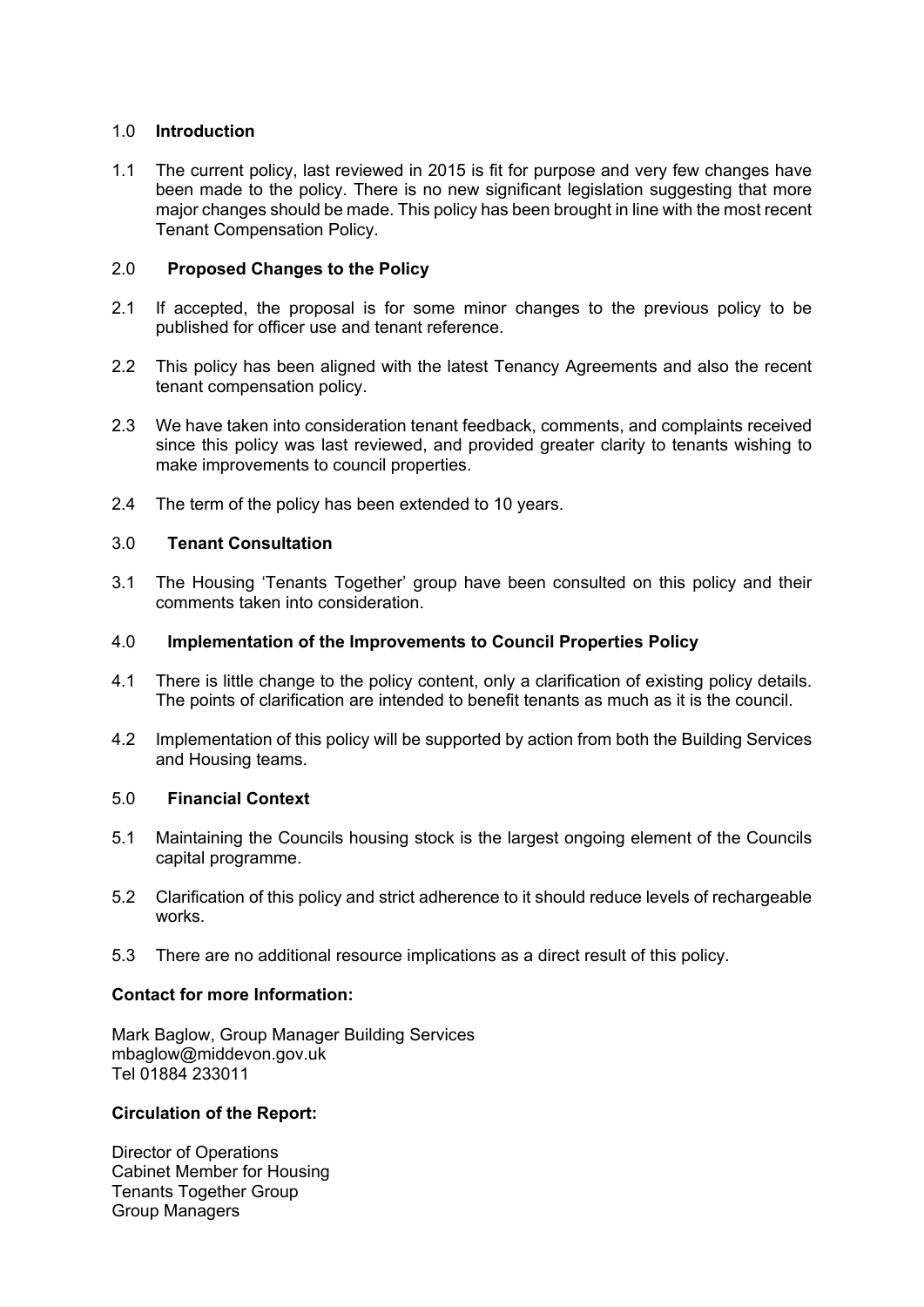## 1.0 Introduction

1.1 The current policy, last reviewed in 2015 is fit for purpose and very few changes have been made to the policy. There is no new significant legislation suggesting that more major changes should be made. This policy has been brought in line with the most recent Tenant Compensation Policy.

## 2.0 Proposed Changes to the Policy

2.1 If accepted, the proposal is for some minor changes to the previous policy to be published for officer use and tenant reference.

2.2 This policy has been aligned with the latest Tenancy Agreements and also the recent tenant compensation policy.

2.3 We have taken into consideration tenant feedback, comments, and complaints received since this policy was last reviewed, and provided greater clarity to tenants wishing to make improvements to council properties.

2.4 The term of the policy has been extended to 10 years.

## 3.0 Tenant Consultation

3.1 The Housing 'Tenants Together' group have been consulted on this policy and their comments taken into consideration.

## 4.0 Implementation of the Improvements to Council Properties Policy

4.1 There is little change to the policy content, only a clarification of existing policy details. The points of clarification are intended to benefit tenants as much as it is the council.

4.2 Implementation of this policy will be supported by action from both the Building Services and Housing teams.

## 5.0 Financial Context

5.1 Maintaining the Councils housing stock is the largest ongoing element of the Councils capital programme.

5.2 Clarification of this policy and strict adherence to it should reduce levels of rechargeable works.

5.3 There are no additional resource implications as a direct result of this policy.

**Contact for more Information:**

Mark Baglow, Group Manager Building Services
mbaglow@middevon.gov.uk
Tel 01884 233011

**Circulation of the Report:**

Director of Operations
Cabinet Member for Housing
Tenants Together Group
Group Managers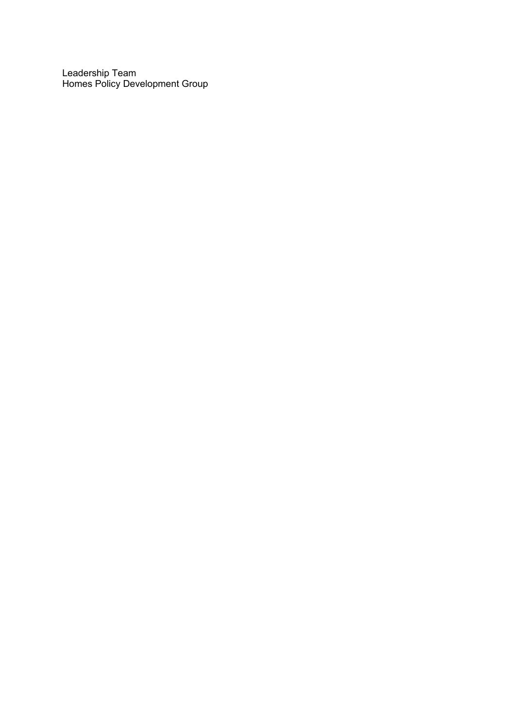Leadership Team
Homes Policy Development Group